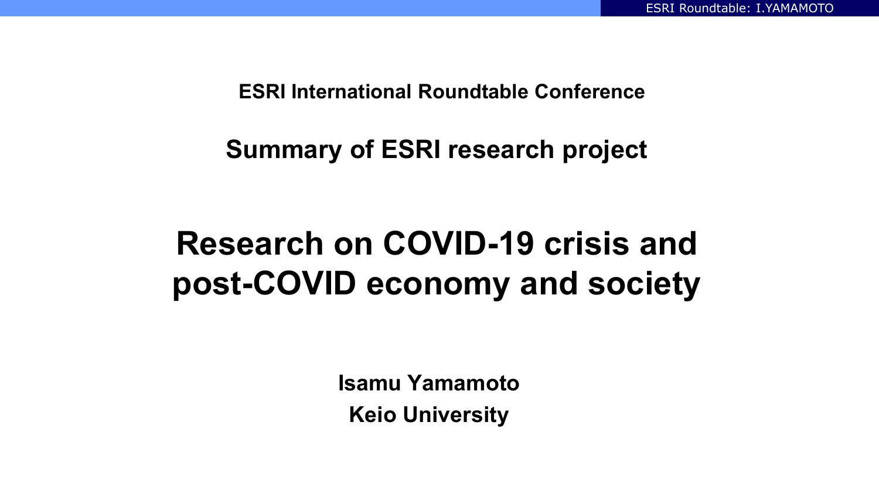**ESRI International Roundtable Conference**

## Summary of ESRI research project

# Research on COVID-19 crisis and post-COVID economy and society

**Isamu Yamamoto**

**Keio University**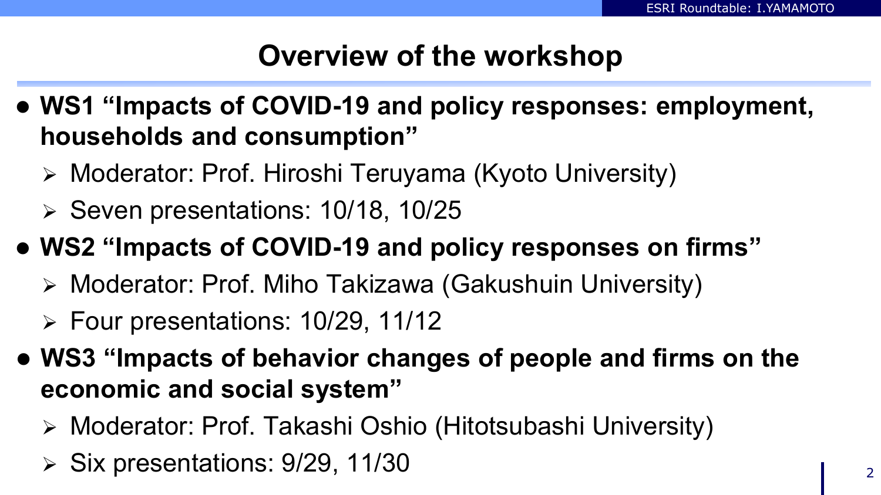# Overview of the workshop

- **WS1 "Impacts of COVID-19 and policy responses: employment, households and consumption"**
  - Moderator: Prof. Hiroshi Teruyama (Kyoto University)
  - Seven presentations: 10/18, 10/25
- **WS2 "Impacts of COVID-19 and policy responses on firms"**
  - Moderator: Prof. Miho Takizawa (Gakushuin University)
  - Four presentations: 10/29, 11/12
- **WS3 "Impacts of behavior changes of people and firms on the economic and social system"**
  - Moderator: Prof. Takashi Oshio (Hitotsubashi University)
  - Six presentations: 9/29, 11/30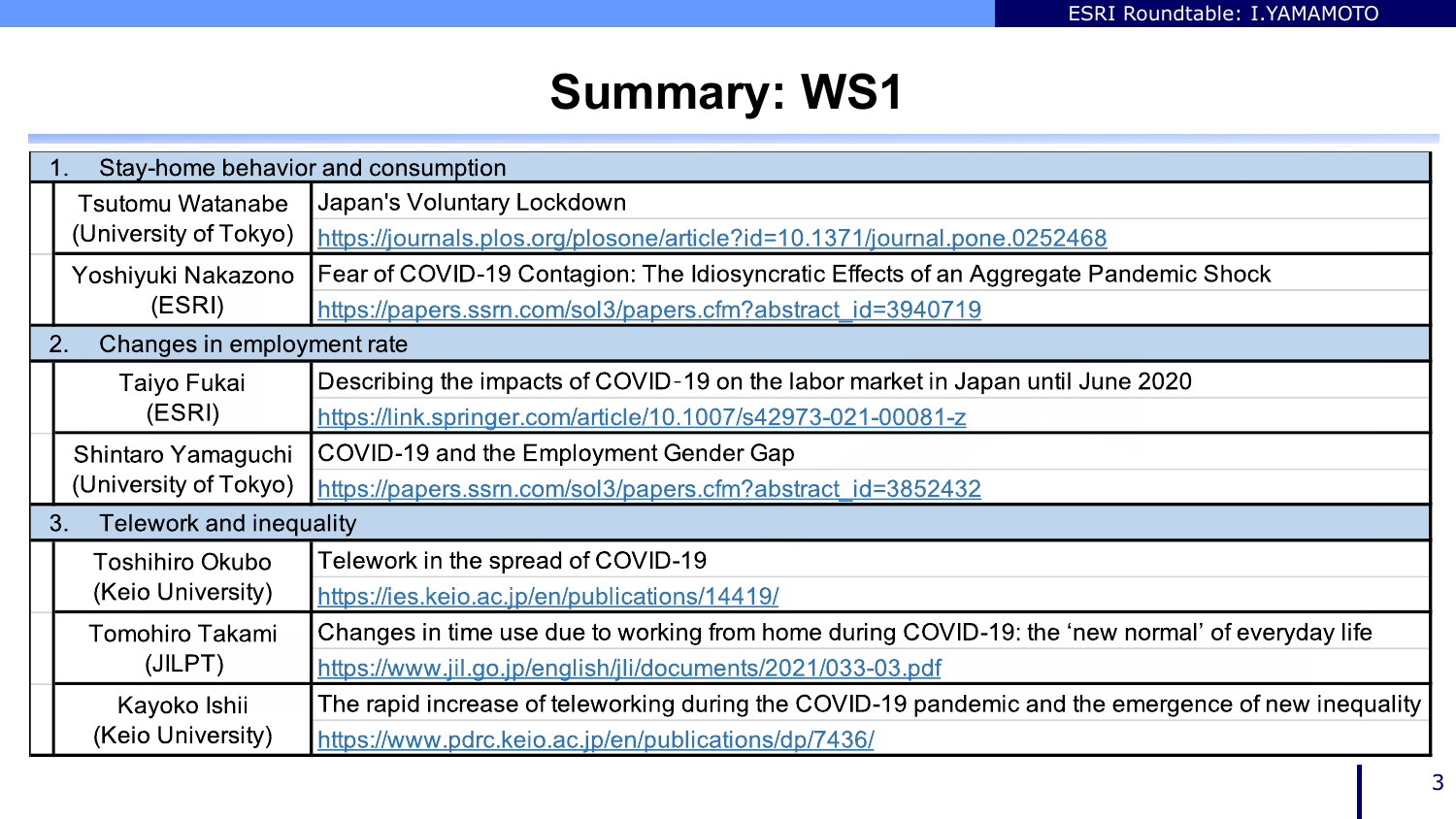# Summary: WS1

| Author | Paper |
|---|---|
| **1. Stay-home behavior and consumption** | |
| Tsutomu Watanabe (University of Tokyo) | Japan's Voluntary Lockdown<br>https://journals.plos.org/plosone/article?id=10.1371/journal.pone.0252468 |
| Yoshiyuki Nakazono (ESRI) | Fear of COVID-19 Contagion: The Idiosyncratic Effects of an Aggregate Pandemic Shock<br>https://papers.ssrn.com/sol3/papers.cfm?abstract_id=3940719 |
| **2. Changes in employment rate** | |
| Taiyo Fukai (ESRI) | Describing the impacts of COVID-19 on the labor market in Japan until June 2020<br>https://link.springer.com/article/10.1007/s42973-021-00081-z |
| Shintaro Yamaguchi (University of Tokyo) | COVID-19 and the Employment Gender Gap<br>https://papers.ssrn.com/sol3/papers.cfm?abstract_id=3852432 |
| **3. Telework and inequality** | |
| Toshihiro Okubo (Keio University) | Telework in the spread of COVID-19<br>https://ies.keio.ac.jp/en/publications/14419/ |
| Tomohiro Takami (JILPT) | Changes in time use due to working from home during COVID-19: the 'new normal' of everyday life<br>https://www.jil.go.jp/english/jli/documents/2021/033-03.pdf |
| Kayoko Ishii (Keio University) | The rapid increase of teleworking during the COVID-19 pandemic and the emergence of new inequality<br>https://www.pdrc.keio.ac.jp/en/publications/dp/7436/ |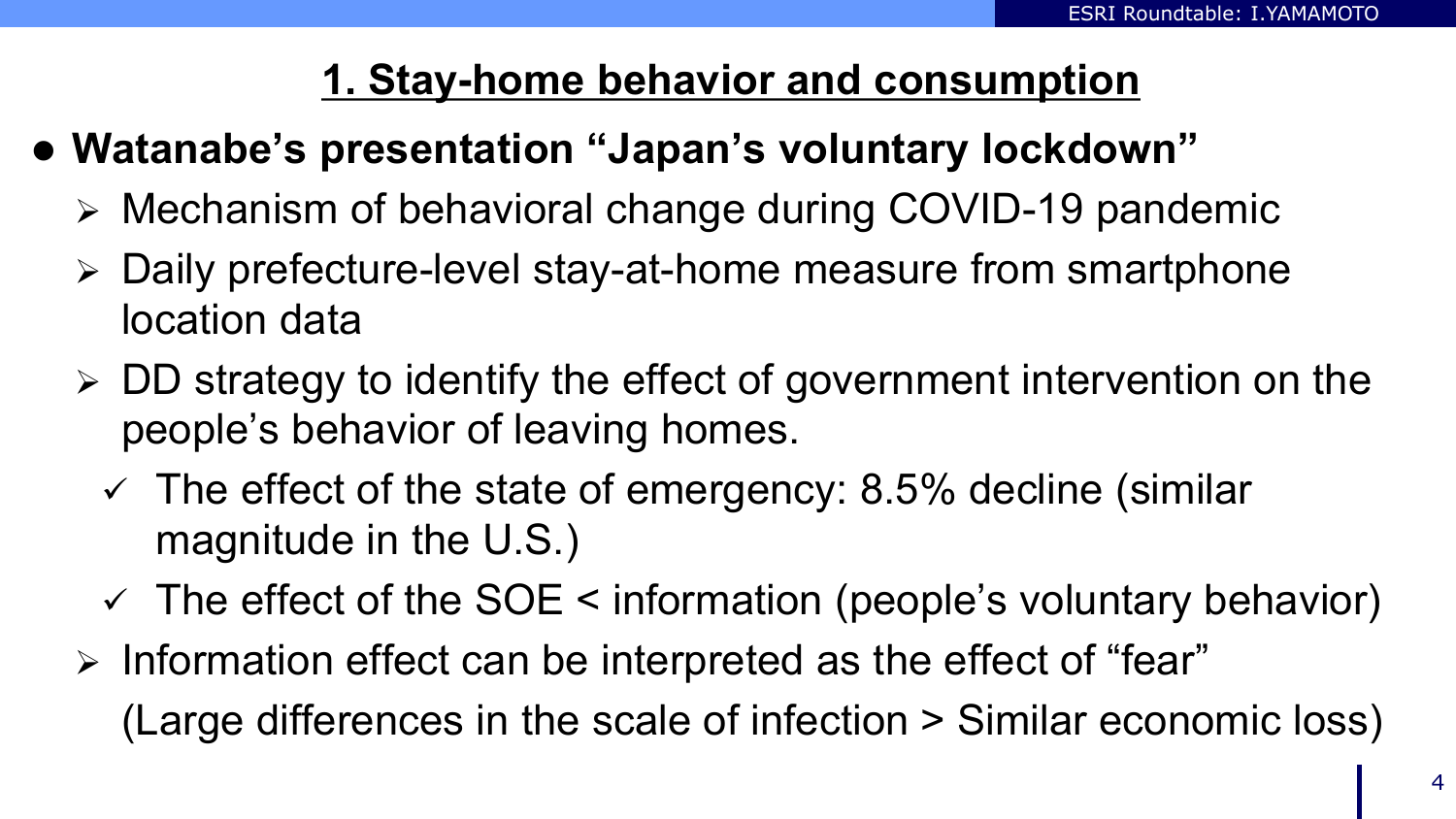# 1. Stay-home behavior and consumption

- **Watanabe's presentation "Japan's voluntary lockdown"**
  - Mechanism of behavioral change during COVID-19 pandemic
  - Daily prefecture-level stay-at-home measure from smartphone location data
  - DD strategy to identify the effect of government intervention on the people's behavior of leaving homes.
    - ✓ The effect of the state of emergency: 8.5% decline (similar magnitude in the U.S.)
    - ✓ The effect of the SOE < information (people's voluntary behavior)
  - Information effect can be interpreted as the effect of "fear" (Large differences in the scale of infection > Similar economic loss)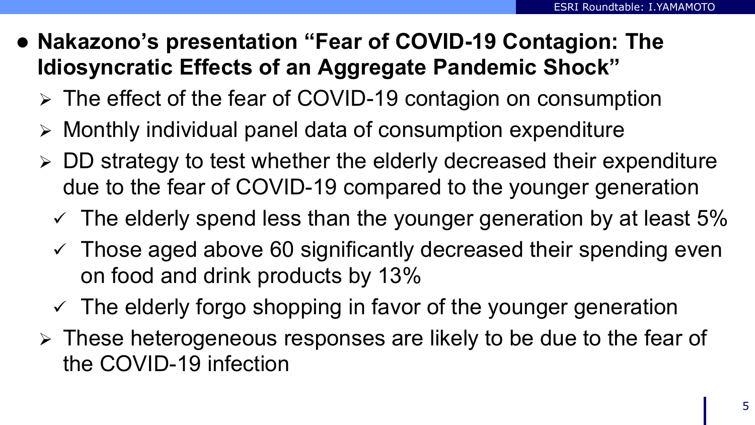- **Nakazono's presentation "Fear of COVID-19 Contagion: The Idiosyncratic Effects of an Aggregate Pandemic Shock"**
  - The effect of the fear of COVID-19 contagion on consumption
  - Monthly individual panel data of consumption expenditure
  - DD strategy to test whether the elderly decreased their expenditure due to the fear of COVID-19 compared to the younger generation
    - ✓ The elderly spend less than the younger generation by at least 5%
    - ✓ Those aged above 60 significantly decreased their spending even on food and drink products by 13%
    - ✓ The elderly forgo shopping in favor of the younger generation
  - These heterogeneous responses are likely to be due to the fear of the COVID-19 infection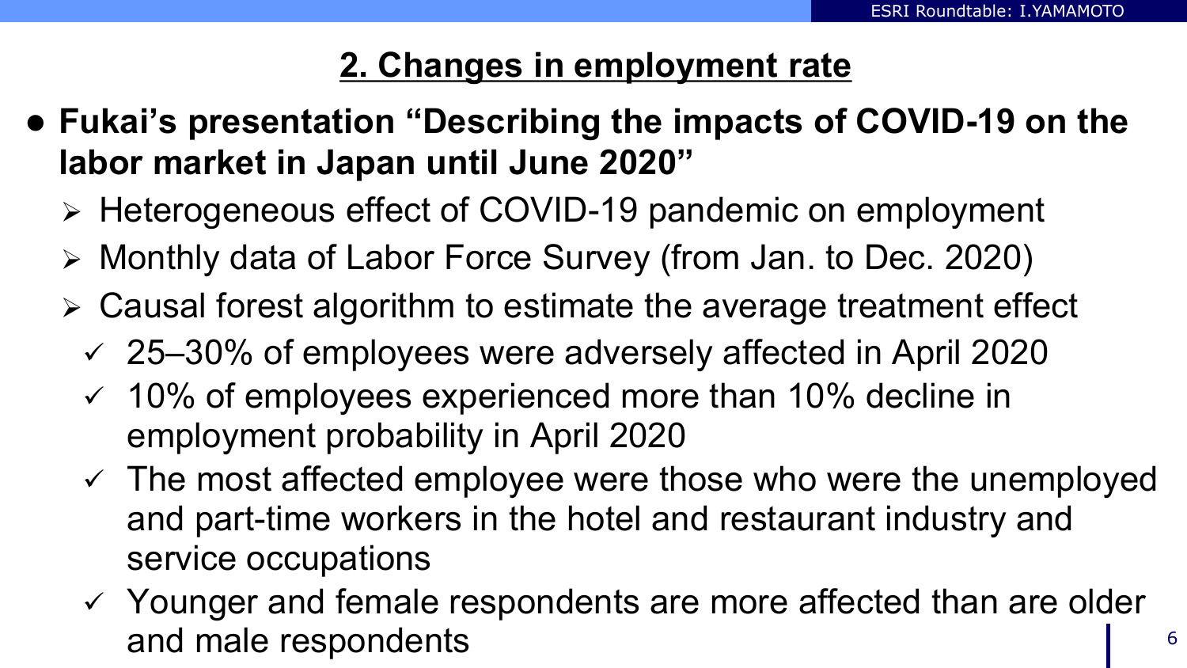## 2. Changes in employment rate

- **Fukai's presentation "Describing the impacts of COVID-19 on the labor market in Japan until June 2020"**
  - Heterogeneous effect of COVID-19 pandemic on employment
  - Monthly data of Labor Force Survey (from Jan. to Dec. 2020)
  - Causal forest algorithm to estimate the average treatment effect
    - ✓ 25–30% of employees were adversely affected in April 2020
    - ✓ 10% of employees experienced more than 10% decline in employment probability in April 2020
    - ✓ The most affected employee were those who were the unemployed and part-time workers in the hotel and restaurant industry and service occupations
    - ✓ Younger and female respondents are more affected than are older and male respondents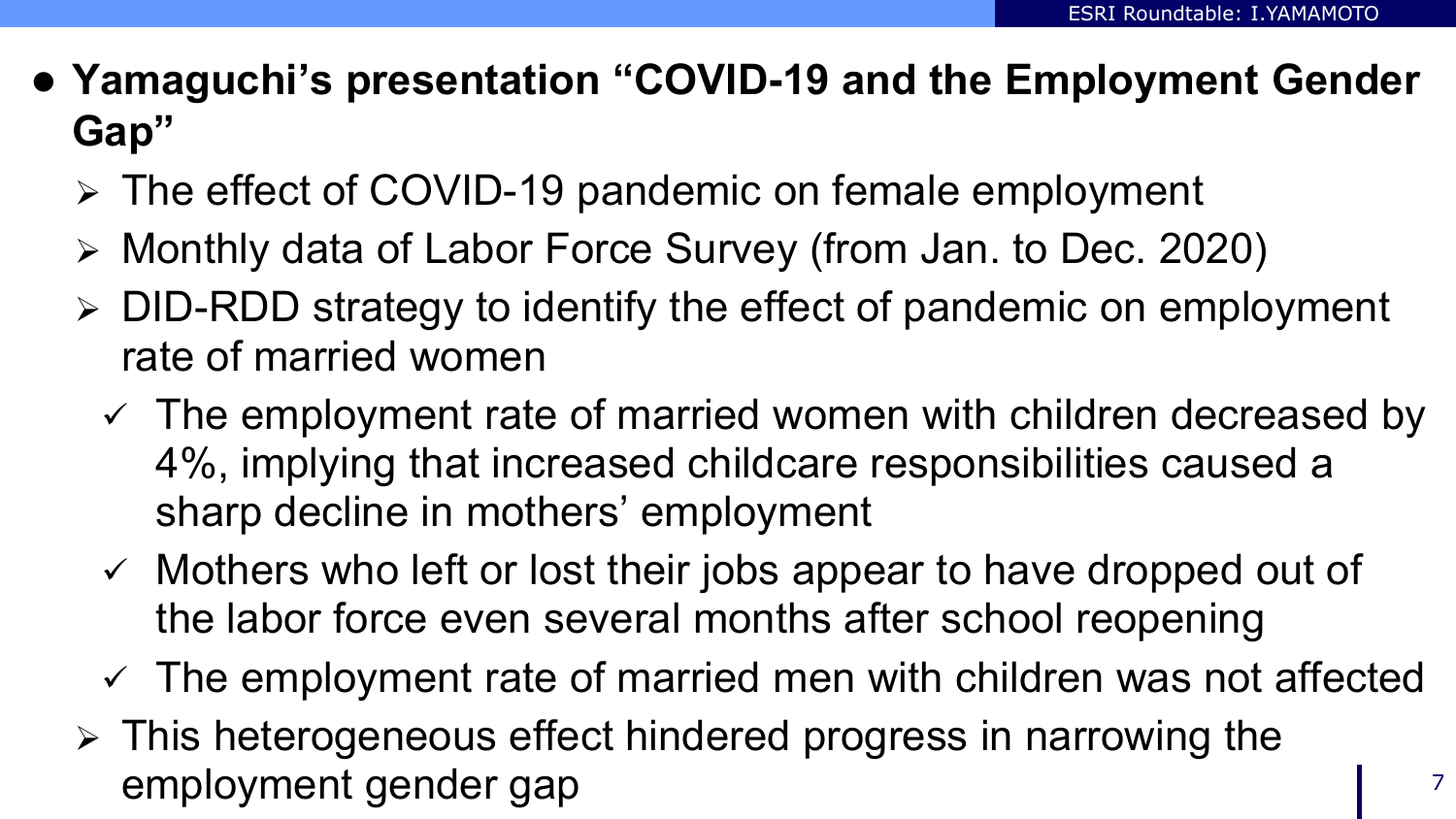- **Yamaguchi's presentation "COVID-19 and the Employment Gender Gap"**
  - The effect of COVID-19 pandemic on female employment
  - Monthly data of Labor Force Survey (from Jan. to Dec. 2020)
  - DID-RDD strategy to identify the effect of pandemic on employment rate of married women
    - ✓ The employment rate of married women with children decreased by 4%, implying that increased childcare responsibilities caused a sharp decline in mothers' employment
    - ✓ Mothers who left or lost their jobs appear to have dropped out of the labor force even several months after school reopening
    - ✓ The employment rate of married men with children was not affected
  - This heterogeneous effect hindered progress in narrowing the employment gender gap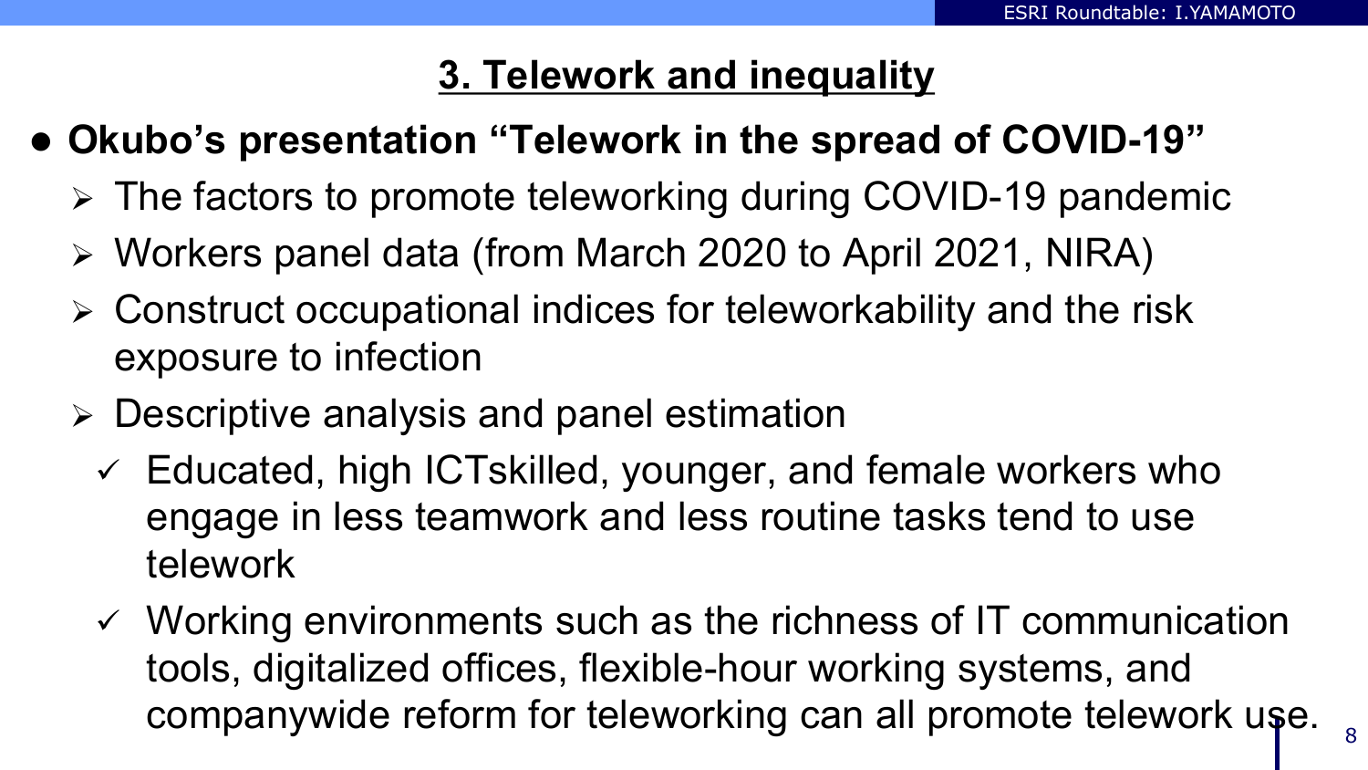## 3. Telework and inequality

- **Okubo's presentation "Telework in the spread of COVID-19"**
  - The factors to promote teleworking during COVID-19 pandemic
  - Workers panel data (from March 2020 to April 2021, NIRA)
  - Construct occupational indices for teleworkability and the risk exposure to infection
  - Descriptive analysis and panel estimation
    - ✓ Educated, high ICTskilled, younger, and female workers who engage in less teamwork and less routine tasks tend to use telework
    - ✓ Working environments such as the richness of IT communication tools, digitalized offices, flexible-hour working systems, and companywide reform for teleworking can all promote telework use.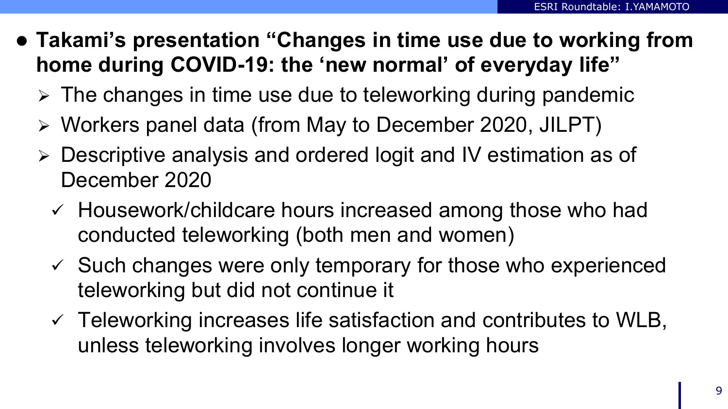- **Takami's presentation "Changes in time use due to working from home during COVID-19: the 'new normal' of everyday life"**
  - The changes in time use due to teleworking during pandemic
  - Workers panel data (from May to December 2020, JILPT)
  - Descriptive analysis and ordered logit and IV estimation as of December 2020
    - ✓ Housework/childcare hours increased among those who had conducted teleworking (both men and women)
    - ✓ Such changes were only temporary for those who experienced teleworking but did not continue it
    - ✓ Teleworking increases life satisfaction and contributes to WLB, unless teleworking involves longer working hours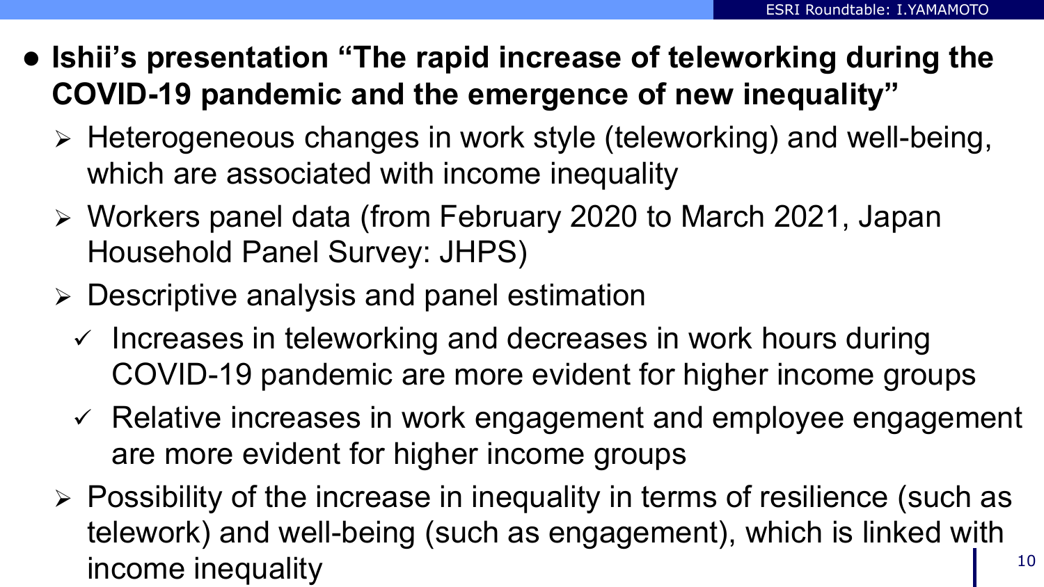- **Ishii's presentation "The rapid increase of teleworking during the COVID-19 pandemic and the emergence of new inequality"**
  - Heterogeneous changes in work style (teleworking) and well-being, which are associated with income inequality
  - Workers panel data (from February 2020 to March 2021, Japan Household Panel Survey: JHPS)
  - Descriptive analysis and panel estimation
    - ✓ Increases in teleworking and decreases in work hours during COVID-19 pandemic are more evident for higher income groups
    - ✓ Relative increases in work engagement and employee engagement are more evident for higher income groups
  - Possibility of the increase in inequality in terms of resilience (such as telework) and well-being (such as engagement), which is linked with income inequality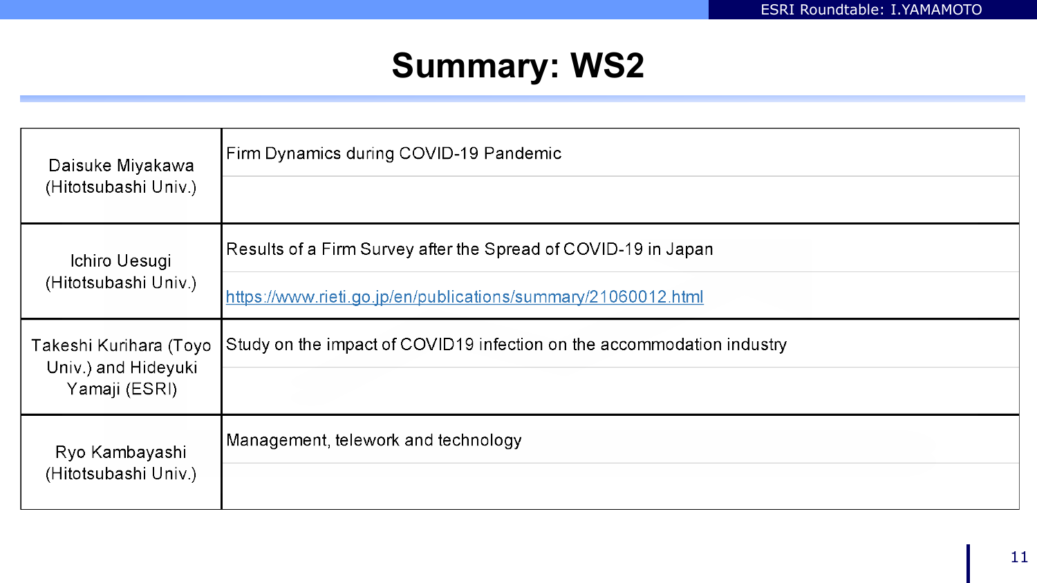# Summary: WS2

| Presenter | Topic |
|---|---|
| Daisuke Miyakawa (Hitotsubashi Univ.) | Firm Dynamics during COVID-19 Pandemic |
| Ichiro Uesugi (Hitotsubashi Univ.) | Results of a Firm Survey after the Spread of COVID-19 in Japan<br>https://www.rieti.go.jp/en/publications/summary/21060012.html |
| Takeshi Kurihara (Toyo Univ.) and Hideyuki Yamaji (ESRI) | Study on the impact of COVID19 infection on the accommodation industry |
| Ryo Kambayashi (Hitotsubashi Univ.) | Management, telework and technology |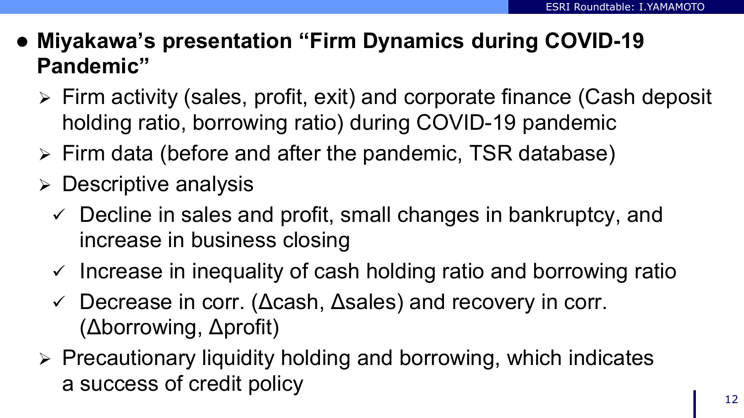- **Miyakawa's presentation "Firm Dynamics during COVID-19 Pandemic"**
  - Firm activity (sales, profit, exit) and corporate finance (Cash deposit holding ratio, borrowing ratio) during COVID-19 pandemic
  - Firm data (before and after the pandemic, TSR database)
  - Descriptive analysis
    - ✓ Decline in sales and profit, small changes in bankruptcy, and increase in business closing
    - ✓ Increase in inequality of cash holding ratio and borrowing ratio
    - ✓ Decrease in corr. (Δcash, Δsales) and recovery in corr. (Δborrowing, Δprofit)
  - Precautionary liquidity holding and borrowing, which indicates a success of credit policy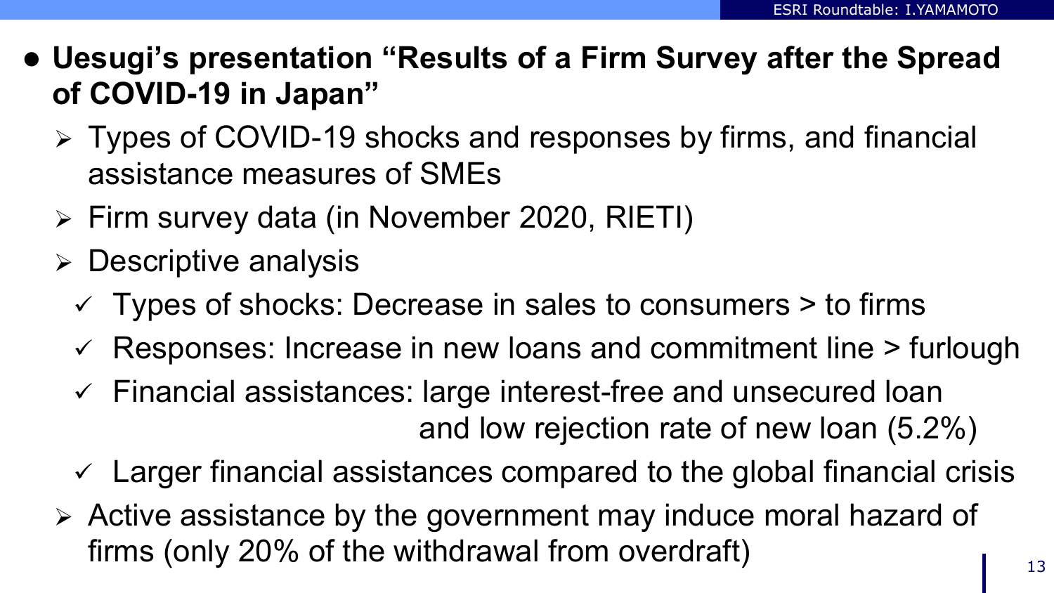- **Uesugi's presentation "Results of a Firm Survey after the Spread of COVID-19 in Japan"**
  - Types of COVID-19 shocks and responses by firms, and financial assistance measures of SMEs
  - Firm survey data (in November 2020, RIETI)
  - Descriptive analysis
    - ✓ Types of shocks: Decrease in sales to consumers > to firms
    - ✓ Responses: Increase in new loans and commitment line > furlough
    - ✓ Financial assistances: large interest-free and unsecured loan and low rejection rate of new loan (5.2%)
    - ✓ Larger financial assistances compared to the global financial crisis
  - Active assistance by the government may induce moral hazard of firms (only 20% of the withdrawal from overdraft)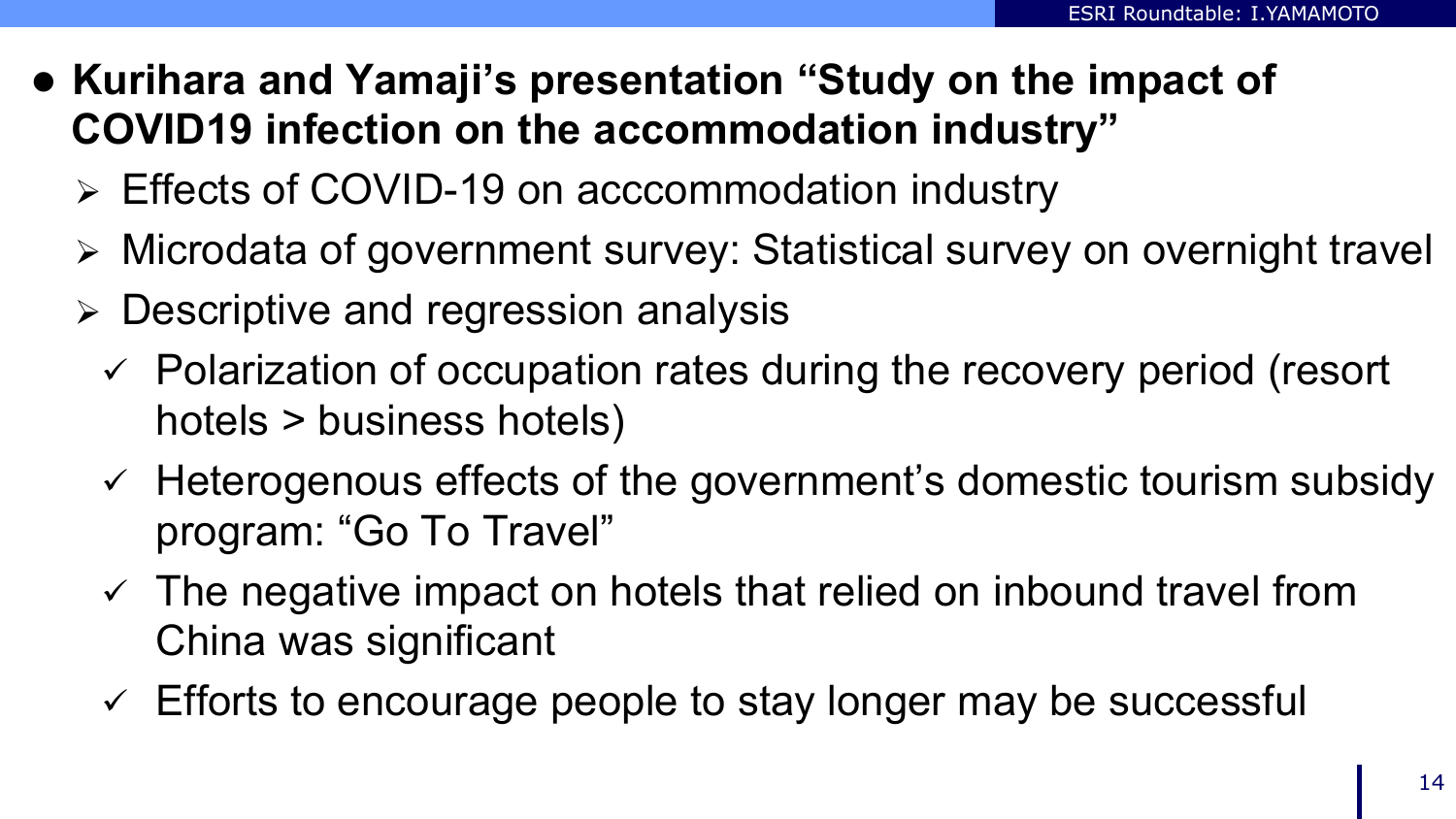- **Kurihara and Yamaji's presentation "Study on the impact of COVID19 infection on the accommodation industry"**
  - Effects of COVID-19 on acccommodation industry
  - Microdata of government survey: Statistical survey on overnight travel
  - Descriptive and regression analysis
    - ✓ Polarization of occupation rates during the recovery period (resort hotels > business hotels)
    - ✓ Heterogenous effects of the government's domestic tourism subsidy program: "Go To Travel"
    - ✓ The negative impact on hotels that relied on inbound travel from China was significant
    - ✓ Efforts to encourage people to stay longer may be successful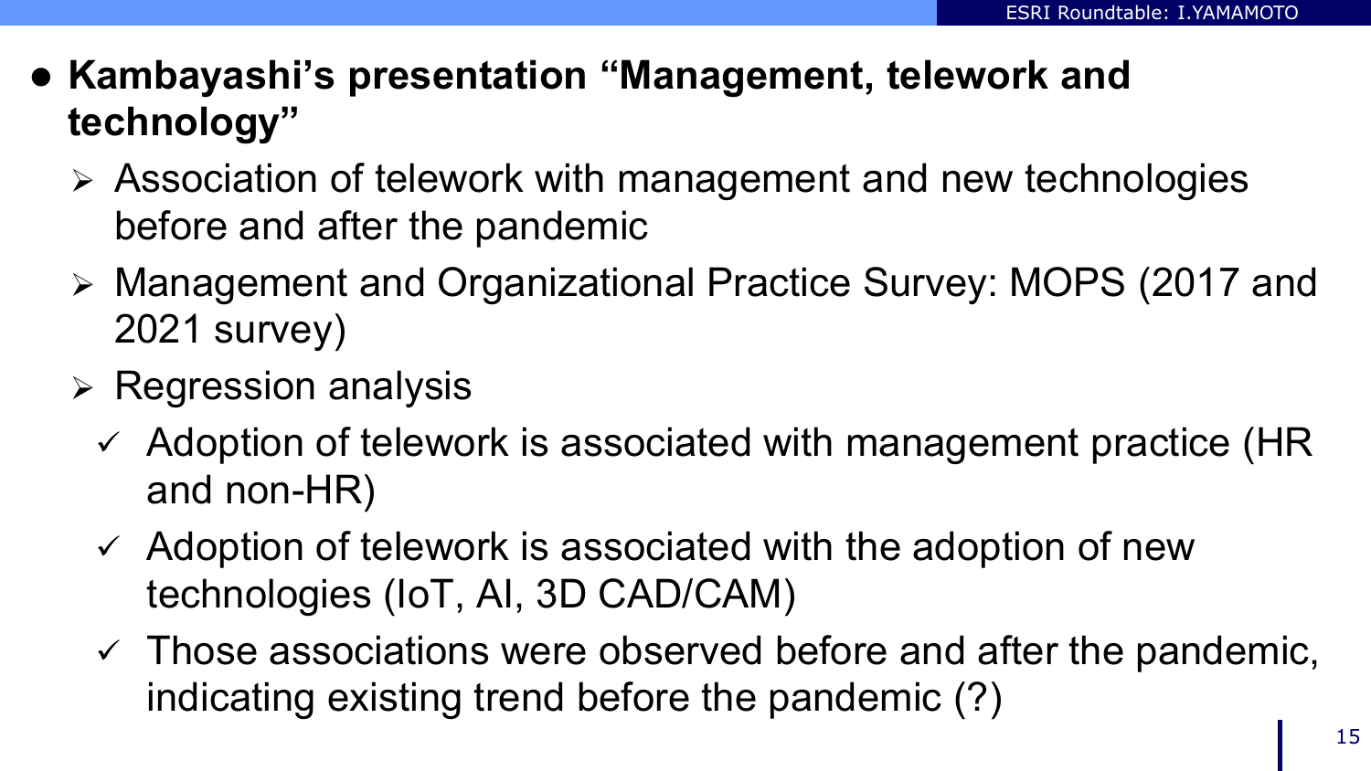- **Kambayashi's presentation "Management, telework and technology"**
  - Association of telework with management and new technologies before and after the pandemic
  - Management and Organizational Practice Survey: MOPS (2017 and 2021 survey)
  - Regression analysis
    - ✓ Adoption of telework is associated with management practice (HR and non-HR)
    - ✓ Adoption of telework is associated with the adoption of new technologies (IoT, AI, 3D CAD/CAM)
    - ✓ Those associations were observed before and after the pandemic, indicating existing trend before the pandemic (?)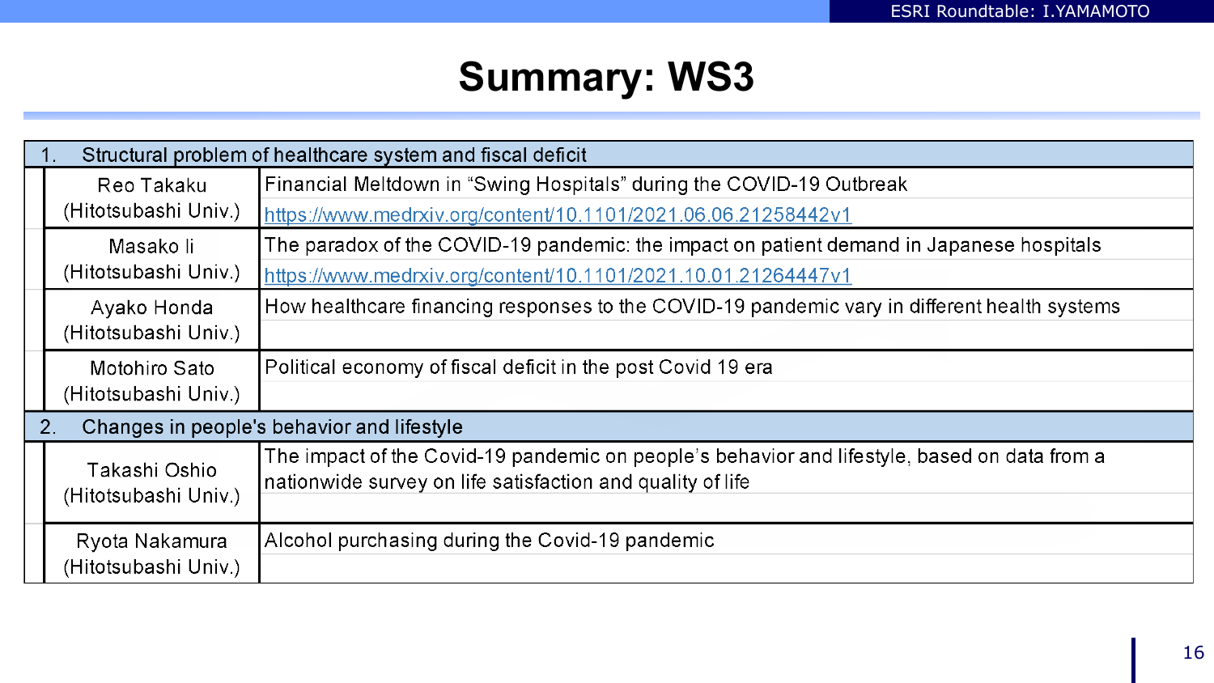# Summary: WS3

| | |
|---|---|
| **1. Structural problem of healthcare system and fiscal deficit** | |
| Reo Takaku (Hitotsubashi Univ.) | Financial Meltdown in "Swing Hospitals" during the COVID-19 Outbreak<br>https://www.medrxiv.org/content/10.1101/2021.06.06.21258442v1 |
| Masako Ii (Hitotsubashi Univ.) | The paradox of the COVID-19 pandemic: the impact on patient demand in Japanese hospitals<br>https://www.medrxiv.org/content/10.1101/2021.10.01.21264447v1 |
| Ayako Honda (Hitotsubashi Univ.) | How healthcare financing responses to the COVID-19 pandemic vary in different health systems |
| Motohiro Sato (Hitotsubashi Univ.) | Political economy of fiscal deficit in the post Covid 19 era |
| **2. Changes in people's behavior and lifestyle** | |
| Takashi Oshio (Hitotsubashi Univ.) | The impact of the Covid-19 pandemic on people's behavior and lifestyle, based on data from a nationwide survey on life satisfaction and quality of life |
| Ryota Nakamura (Hitotsubashi Univ.) | Alcohol purchasing during the Covid-19 pandemic |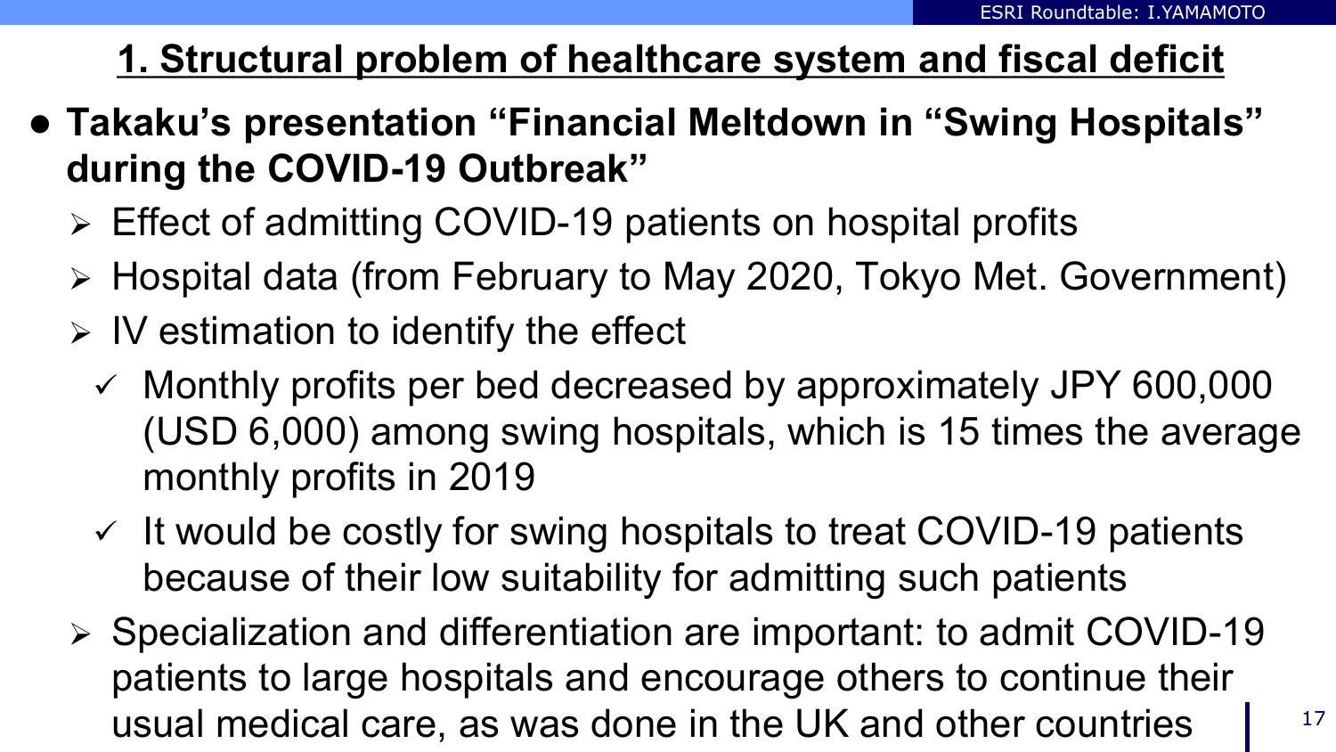## 1. Structural problem of healthcare system and fiscal deficit

- **Takaku's presentation "Financial Meltdown in "Swing Hospitals" during the COVID-19 Outbreak"**
  - Effect of admitting COVID-19 patients on hospital profits
  - Hospital data (from February to May 2020, Tokyo Met. Government)
  - IV estimation to identify the effect
    - ✓ Monthly profits per bed decreased by approximately JPY 600,000 (USD 6,000) among swing hospitals, which is 15 times the average monthly profits in 2019
    - ✓ It would be costly for swing hospitals to treat COVID-19 patients because of their low suitability for admitting such patients
  - Specialization and differentiation are important: to admit COVID-19 patients to large hospitals and encourage others to continue their usual medical care, as was done in the UK and other countries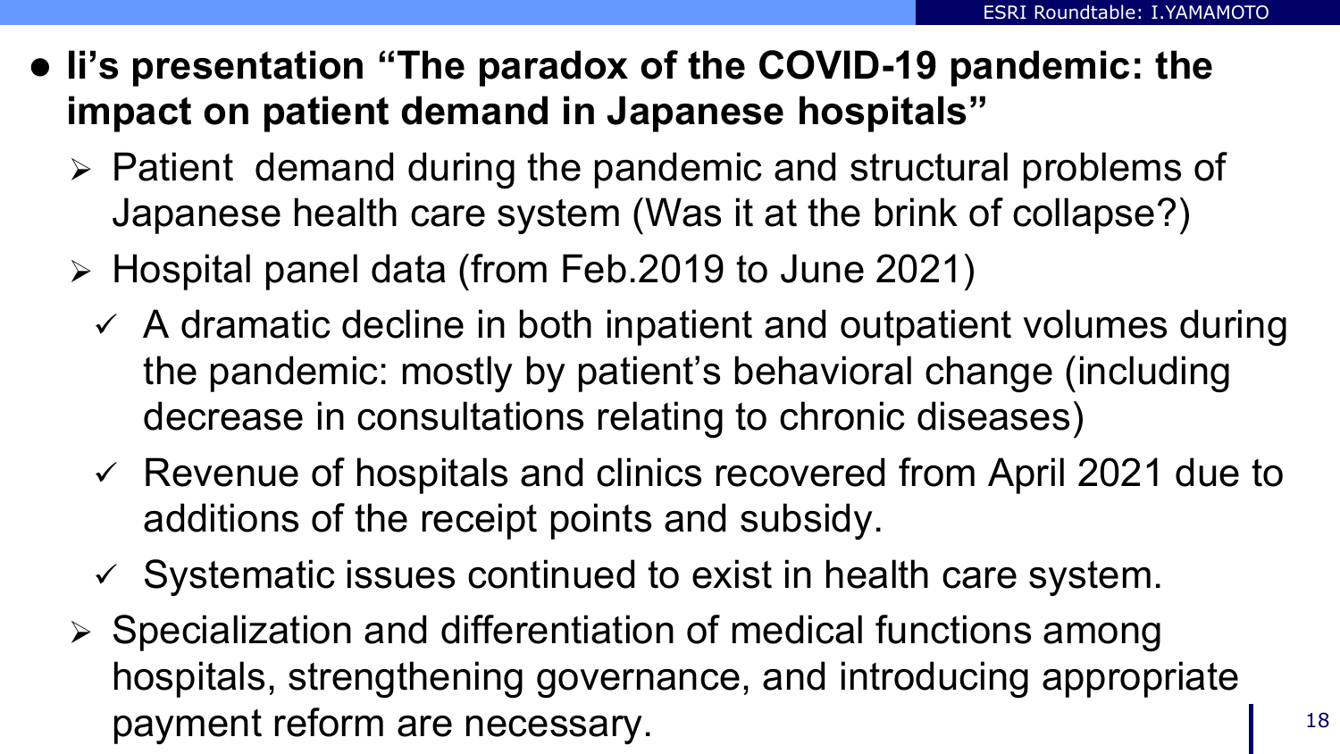- **Ii's presentation "The paradox of the COVID-19 pandemic: the impact on patient demand in Japanese hospitals"**
  - Patient demand during the pandemic and structural problems of Japanese health care system (Was it at the brink of collapse?)
  - Hospital panel data (from Feb.2019 to June 2021)
    - ✓ A dramatic decline in both inpatient and outpatient volumes during the pandemic: mostly by patient's behavioral change (including decrease in consultations relating to chronic diseases)
    - ✓ Revenue of hospitals and clinics recovered from April 2021 due to additions of the receipt points and subsidy.
    - ✓ Systematic issues continued to exist in health care system.
  - Specialization and differentiation of medical functions among hospitals, strengthening governance, and introducing appropriate payment reform are necessary.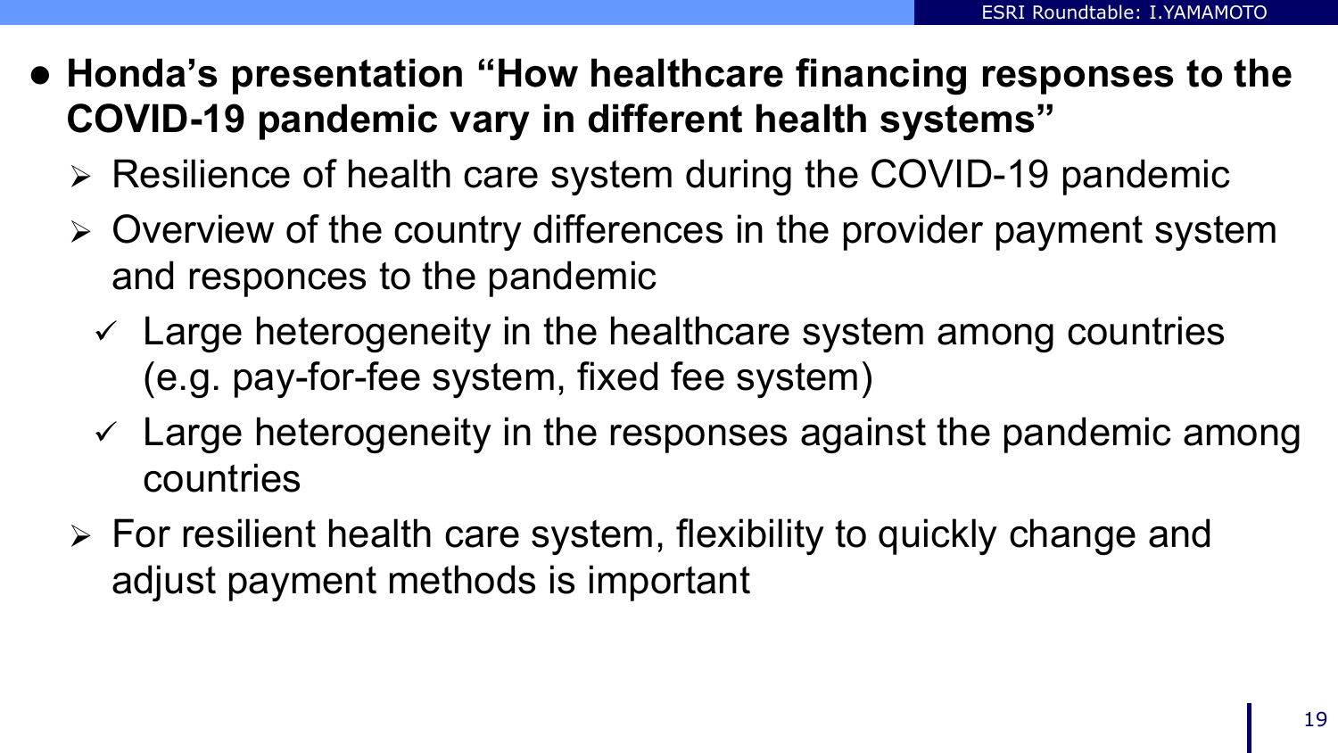- **Honda's presentation "How healthcare financing responses to the COVID-19 pandemic vary in different health systems"**
  - Resilience of health care system during the COVID-19 pandemic
  - Overview of the country differences in the provider payment system and responces to the pandemic
    - ✓ Large heterogeneity in the healthcare system among countries (e.g. pay-for-fee system, fixed fee system)
    - ✓ Large heterogeneity in the responses against the pandemic among countries
  - For resilient health care system, flexibility to quickly change and adjust payment methods is important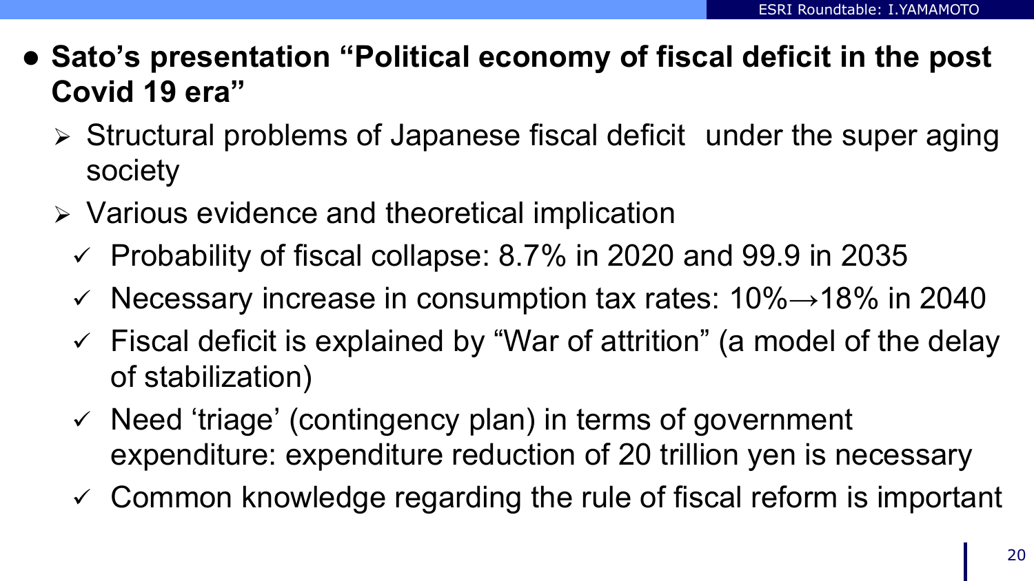- **Sato's presentation "Political economy of fiscal deficit in the post Covid 19 era"**
  - Structural problems of Japanese fiscal deficit under the super aging society
  - Various evidence and theoretical implication
    - ✓ Probability of fiscal collapse: 8.7% in 2020 and 99.9 in 2035
    - ✓ Necessary increase in consumption tax rates: 10%→18% in 2040
    - ✓ Fiscal deficit is explained by "War of attrition" (a model of the delay of stabilization)
    - ✓ Need 'triage' (contingency plan) in terms of government expenditure: expenditure reduction of 20 trillion yen is necessary
    - ✓ Common knowledge regarding the rule of fiscal reform is important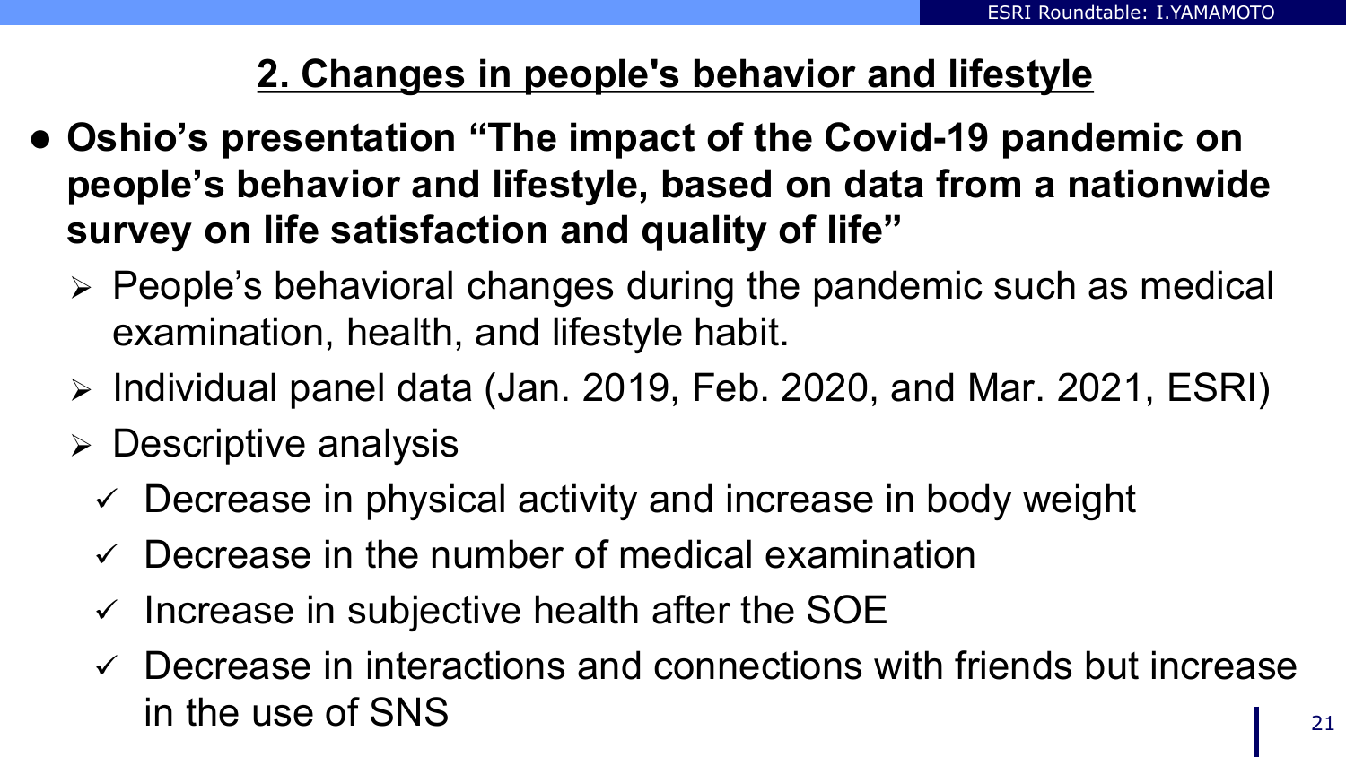## 2. Changes in people's behavior and lifestyle

- **Oshio's presentation "The impact of the Covid-19 pandemic on people's behavior and lifestyle, based on data from a nationwide survey on life satisfaction and quality of life"**
  - People's behavioral changes during the pandemic such as medical examination, health, and lifestyle habit.
  - Individual panel data (Jan. 2019, Feb. 2020, and Mar. 2021, ESRI)
  - Descriptive analysis
    - ✓ Decrease in physical activity and increase in body weight
    - ✓ Decrease in the number of medical examination
    - ✓ Increase in subjective health after the SOE
    - ✓ Decrease in interactions and connections with friends but increase in the use of SNS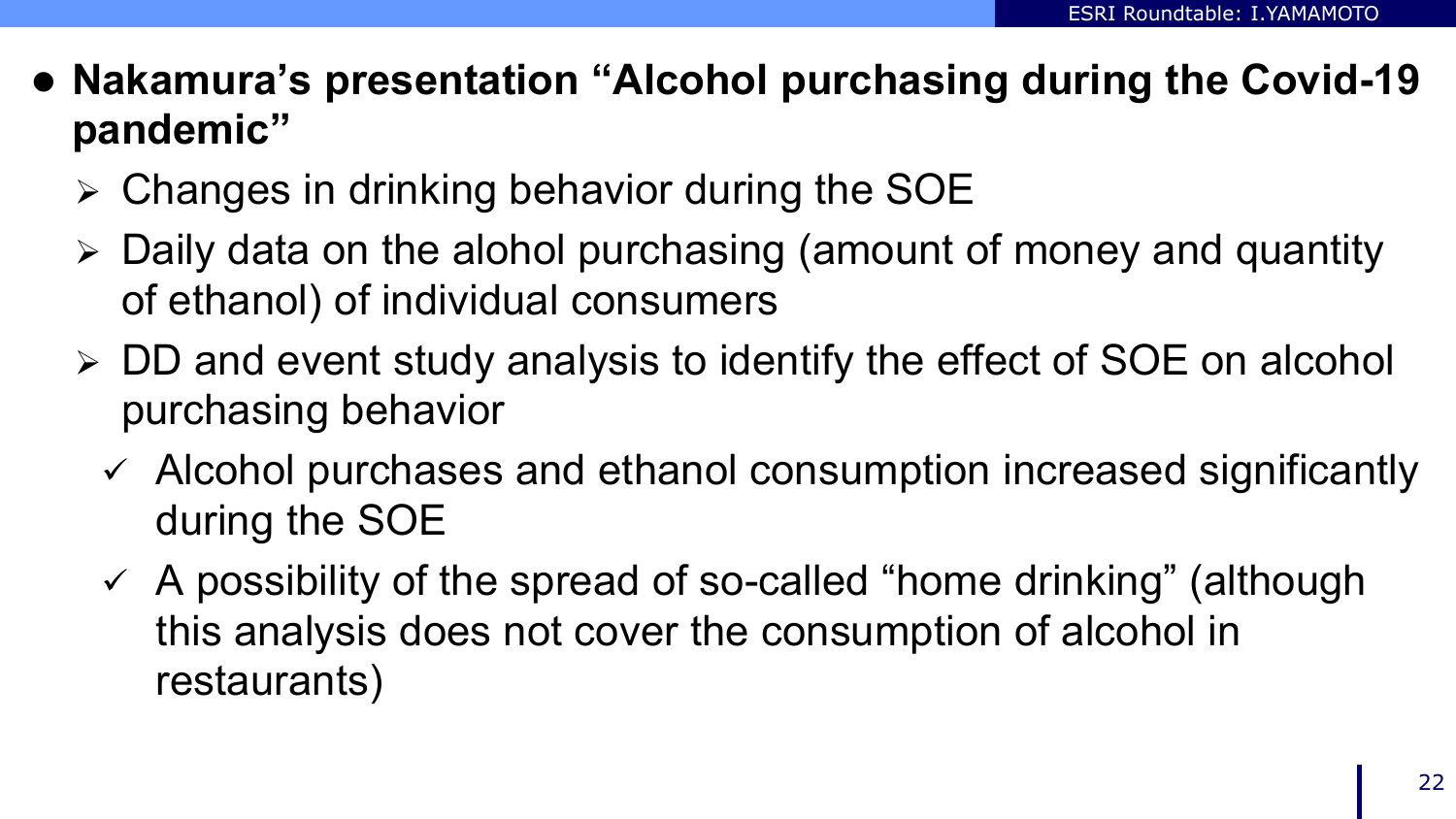- **Nakamura's presentation "Alcohol purchasing during the Covid-19 pandemic"**
  - Changes in drinking behavior during the SOE
  - Daily data on the alohol purchasing (amount of money and quantity of ethanol) of individual consumers
  - DD and event study analysis to identify the effect of SOE on alcohol purchasing behavior
    - ✓ Alcohol purchases and ethanol consumption increased significantly during the SOE
    - ✓ A possibility of the spread of so-called "home drinking" (although this analysis does not cover the consumption of alcohol in restaurants)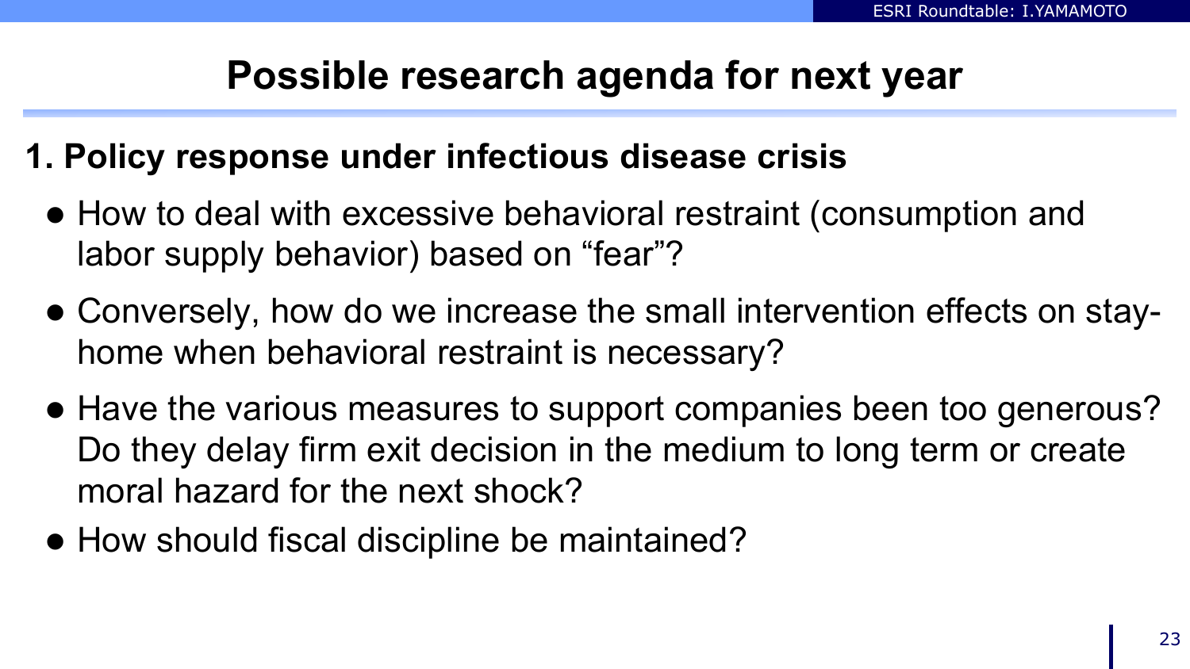# Possible research agenda for next year

## 1. Policy response under infectious disease crisis

- How to deal with excessive behavioral restraint (consumption and labor supply behavior) based on “fear”?
- Conversely, how do we increase the small intervention effects on stay-home when behavioral restraint is necessary?
- Have the various measures to support companies been too generous? Do they delay firm exit decision in the medium to long term or create moral hazard for the next shock?
- How should fiscal discipline be maintained?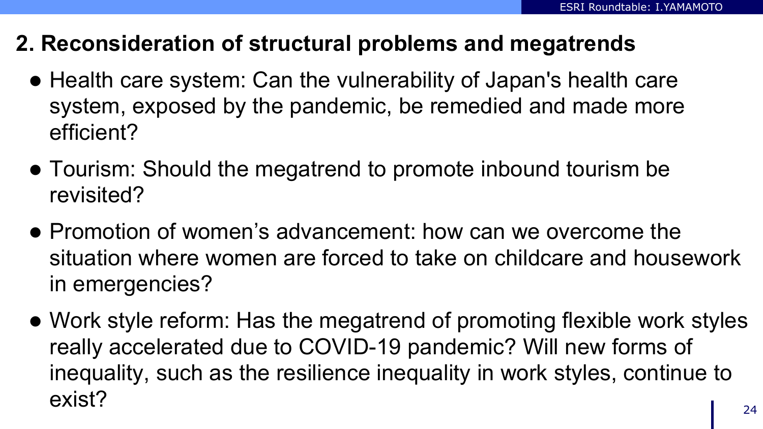## 2. Reconsideration of structural problems and megatrends

- Health care system: Can the vulnerability of Japan's health care system, exposed by the pandemic, be remedied and made more efficient?
- Tourism: Should the megatrend to promote inbound tourism be revisited?
- Promotion of women's advancement: how can we overcome the situation where women are forced to take on childcare and housework in emergencies?
- Work style reform: Has the megatrend of promoting flexible work styles really accelerated due to COVID-19 pandemic? Will new forms of inequality, such as the resilience inequality in work styles, continue to exist?